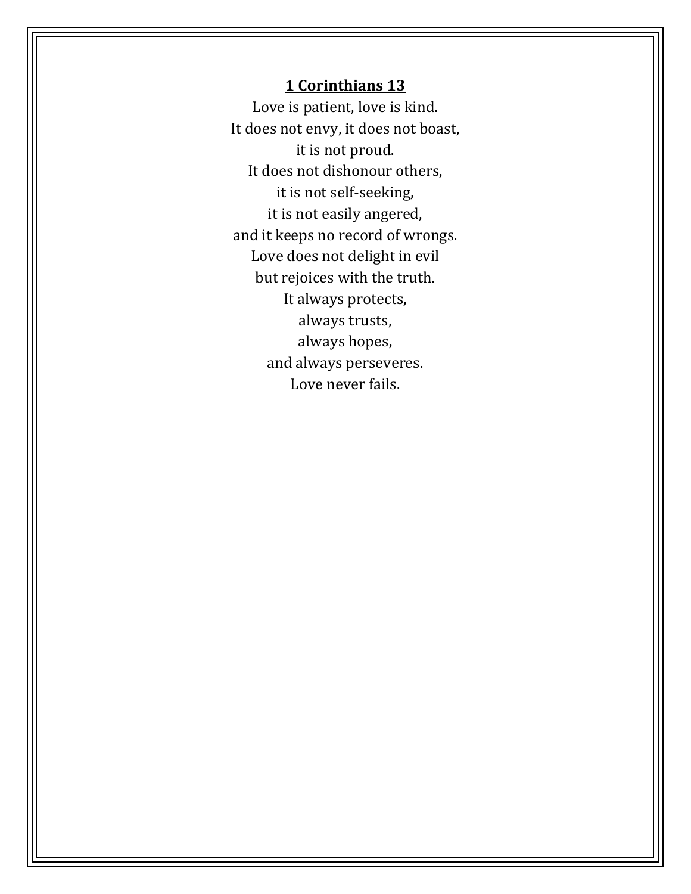**1 Corinthians 13**

Love is patient, love is kind.
It does not envy, it does not boast,
it is not proud.
It does not dishonour others,
it is not self-seeking,
it is not easily angered,
and it keeps no record of wrongs.
Love does not delight in evil
but rejoices with the truth.
It always protects,
always trusts,
always hopes,
and always perseveres.
Love never fails.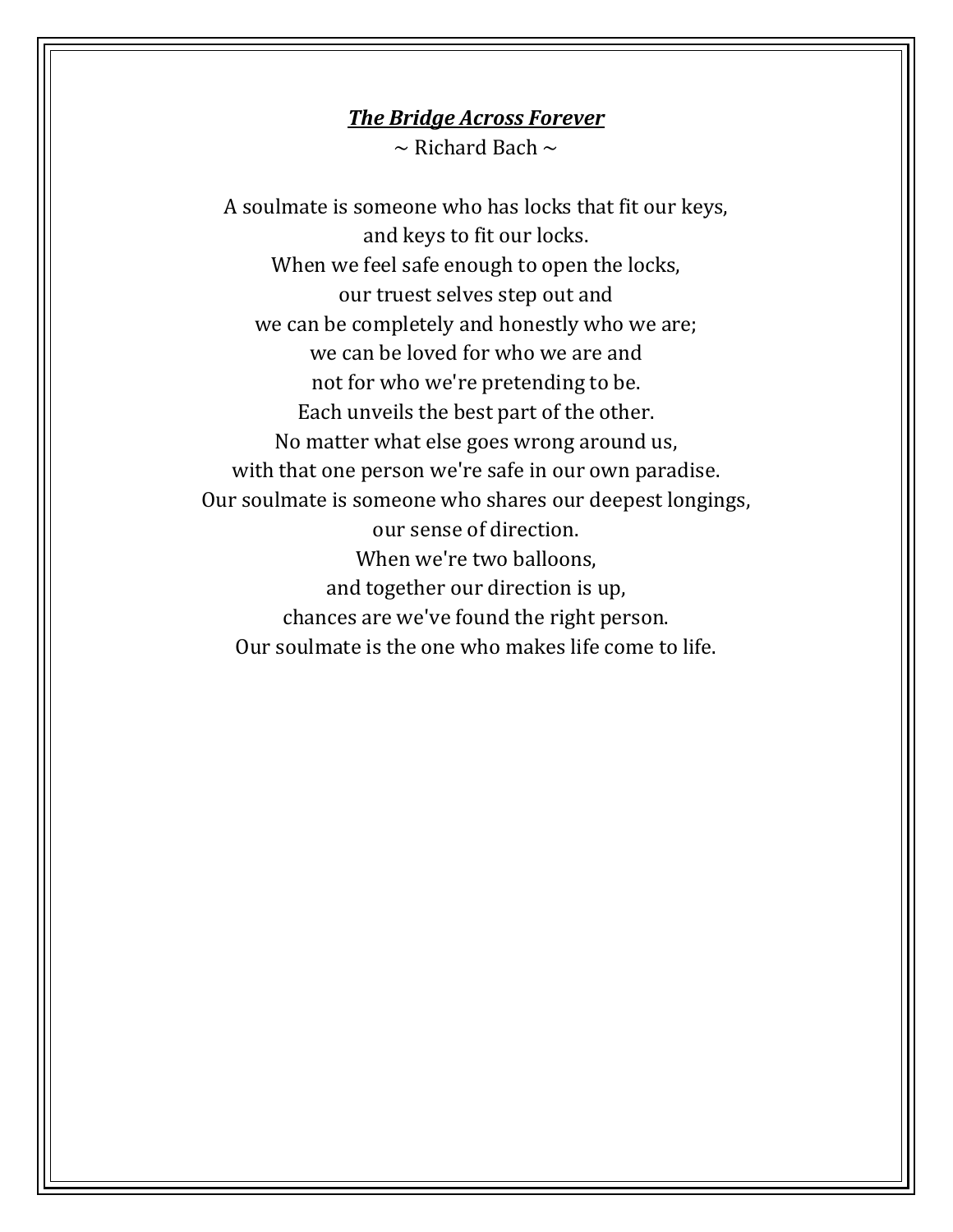***The Bridge Across Forever***

~ Richard Bach ~

A soulmate is someone who has locks that fit our keys,  
and keys to fit our locks.  
When we feel safe enough to open the locks,  
our truest selves step out and  
we can be completely and honestly who we are;  
we can be loved for who we are and  
not for who we're pretending to be.  
Each unveils the best part of the other.  
No matter what else goes wrong around us,  
with that one person we're safe in our own paradise.  
Our soulmate is someone who shares our deepest longings,  
our sense of direction.  
When we're two balloons,  
and together our direction is up,  
chances are we've found the right person.  
Our soulmate is the one who makes life come to life.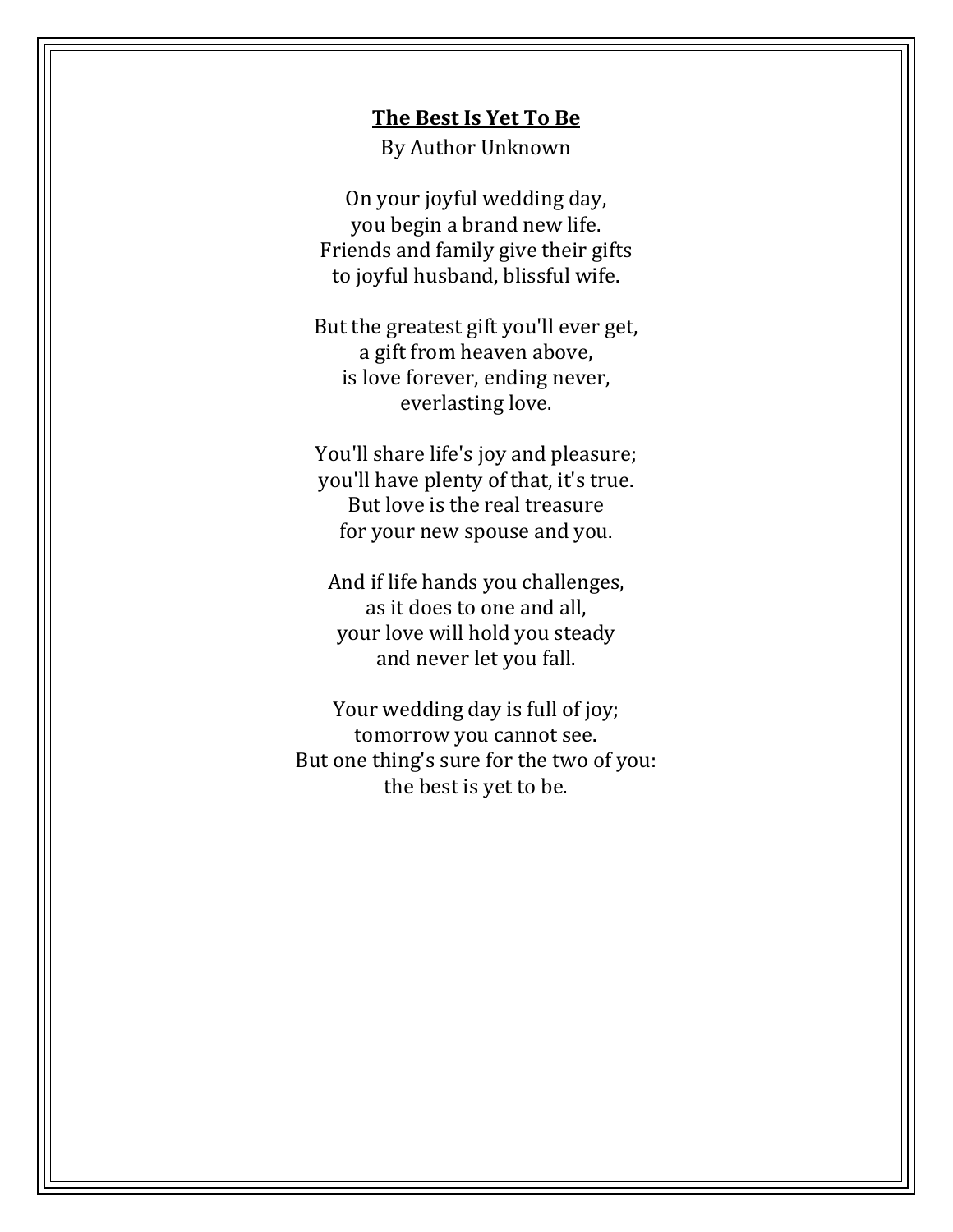## The Best Is Yet To Be

By Author Unknown

On your joyful wedding day,  
you begin a brand new life.  
Friends and family give their gifts  
to joyful husband, blissful wife.

But the greatest gift you'll ever get,  
a gift from heaven above,  
is love forever, ending never,  
everlasting love.

You'll share life's joy and pleasure;  
you'll have plenty of that, it's true.  
But love is the real treasure  
for your new spouse and you.

And if life hands you challenges,  
as it does to one and all,  
your love will hold you steady  
and never let you fall.

Your wedding day is full of joy;  
tomorrow you cannot see.  
But one thing's sure for the two of you:  
the best is yet to be.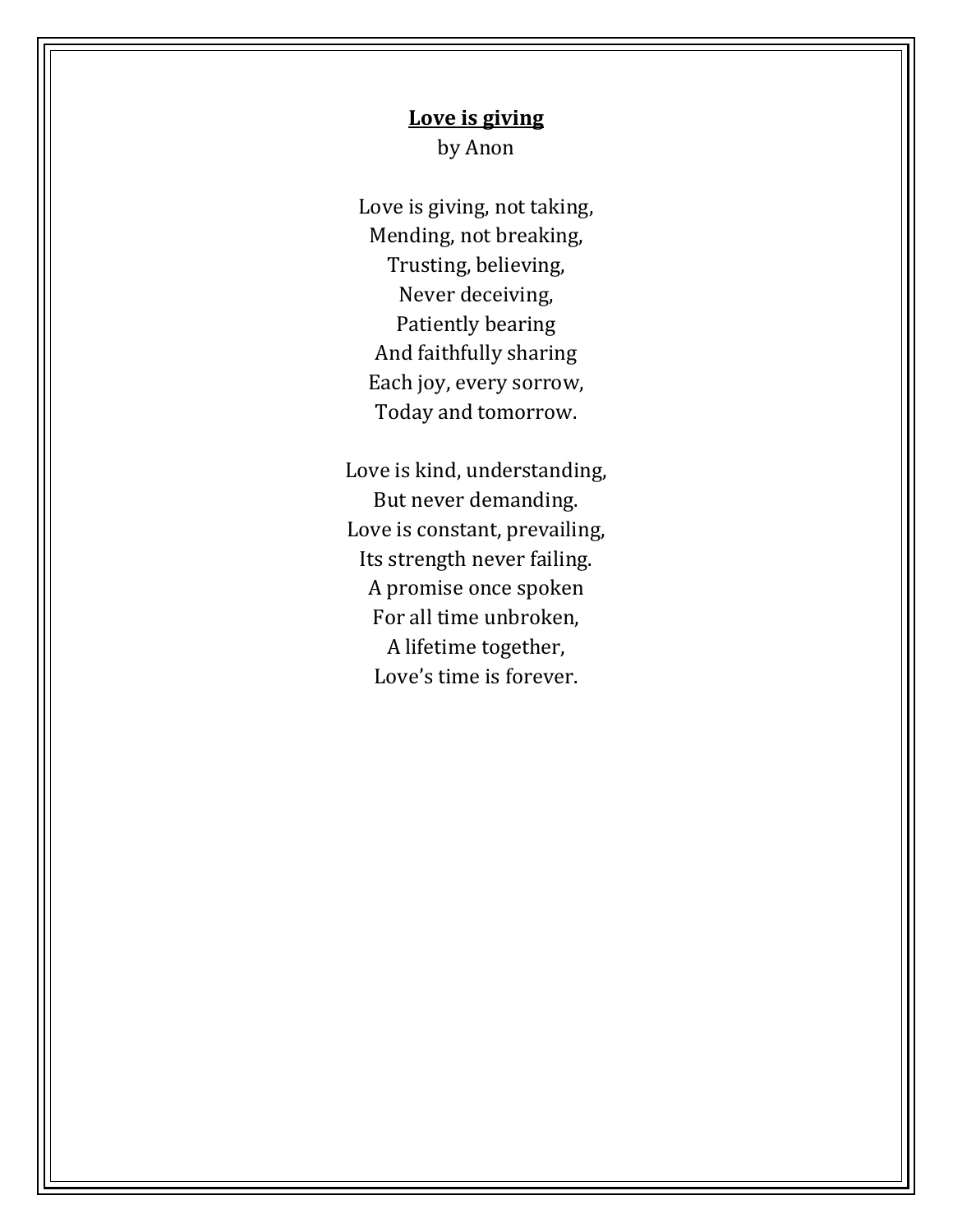**<u>Love is giving</u>**

by Anon

Love is giving, not taking,  
Mending, not breaking,  
Trusting, believing,  
Never deceiving,  
Patiently bearing  
And faithfully sharing  
Each joy, every sorrow,  
Today and tomorrow.

Love is kind, understanding,  
But never demanding.  
Love is constant, prevailing,  
Its strength never failing.  
A promise once spoken  
For all time unbroken,  
A lifetime together,  
Love's time is forever.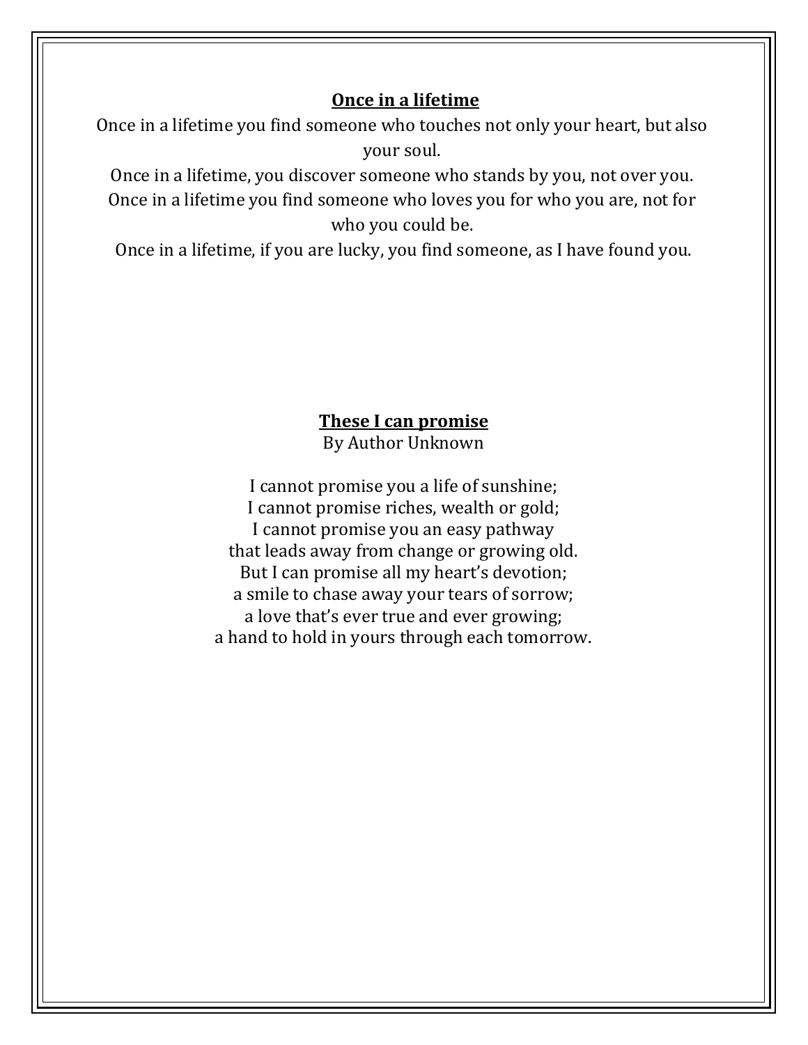**<u>Once in a lifetime</u>**

Once in a lifetime you find someone who touches not only your heart, but also your soul.
Once in a lifetime, you discover someone who stands by you, not over you.
Once in a lifetime you find someone who loves you for who you are, not for who you could be.
Once in a lifetime, if you are lucky, you find someone, as I have found you.

**<u>These I can promise</u>**

By Author Unknown

I cannot promise you a life of sunshine;
I cannot promise riches, wealth or gold;
I cannot promise you an easy pathway
that leads away from change or growing old.
But I can promise all my heart's devotion;
a smile to chase away your tears of sorrow;
a love that's ever true and ever growing;
a hand to hold in yours through each tomorrow.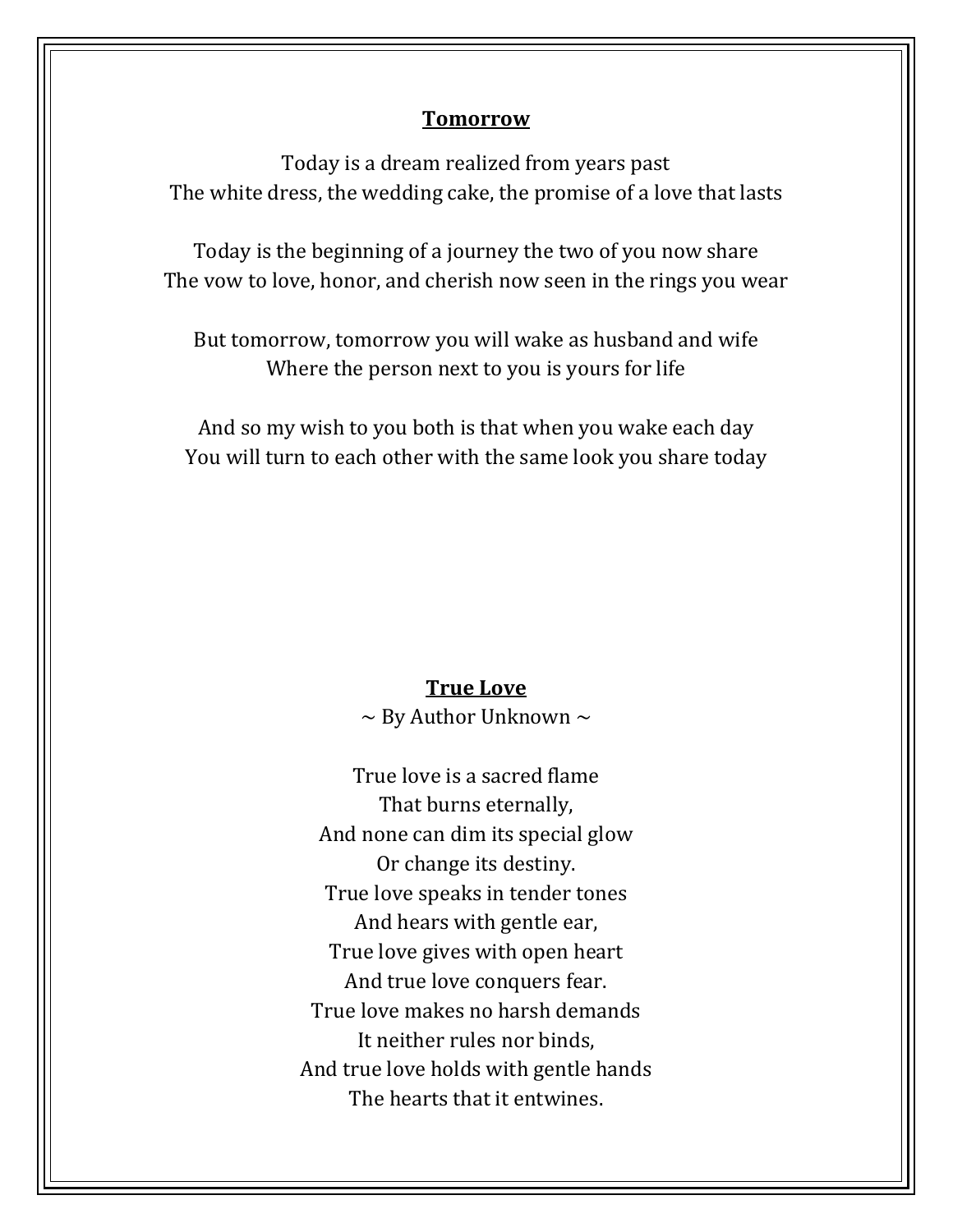**Tomorrow**

Today is a dream realized from years past
The white dress, the wedding cake, the promise of a love that lasts

Today is the beginning of a journey the two of you now share
The vow to love, honor, and cherish now seen in the rings you wear

But tomorrow, tomorrow you will wake as husband and wife
Where the person next to you is yours for life

And so my wish to you both is that when you wake each day
You will turn to each other with the same look you share today

**True Love**

~ By Author Unknown ~

True love is a sacred flame
That burns eternally,
And none can dim its special glow
Or change its destiny.
True love speaks in tender tones
And hears with gentle ear,
True love gives with open heart
And true love conquers fear.
True love makes no harsh demands
It neither rules nor binds,
And true love holds with gentle hands
The hearts that it entwines.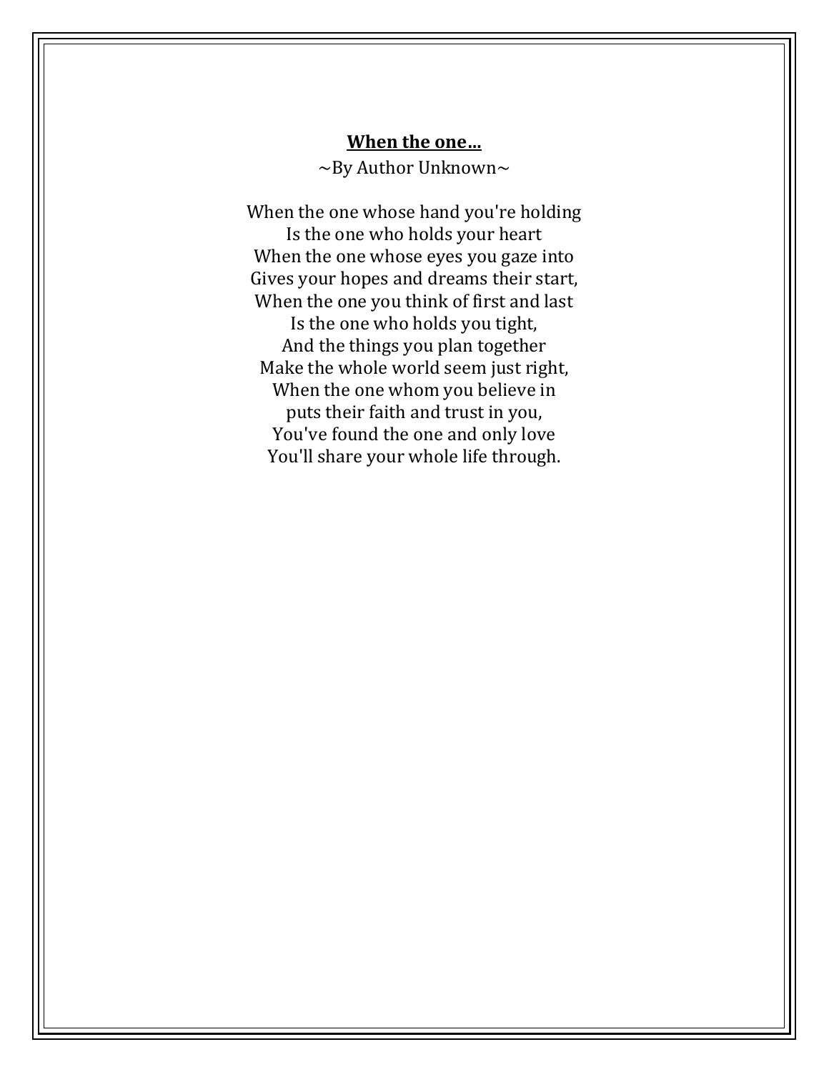**<u>When the one…</u>**

~By Author Unknown~

When the one whose hand you're holding  
Is the one who holds your heart  
When the one whose eyes you gaze into  
Gives your hopes and dreams their start,  
When the one you think of first and last  
Is the one who holds you tight,  
And the things you plan together  
Make the whole world seem just right,  
When the one whom you believe in  
puts their faith and trust in you,  
You've found the one and only love  
You'll share your whole life through.